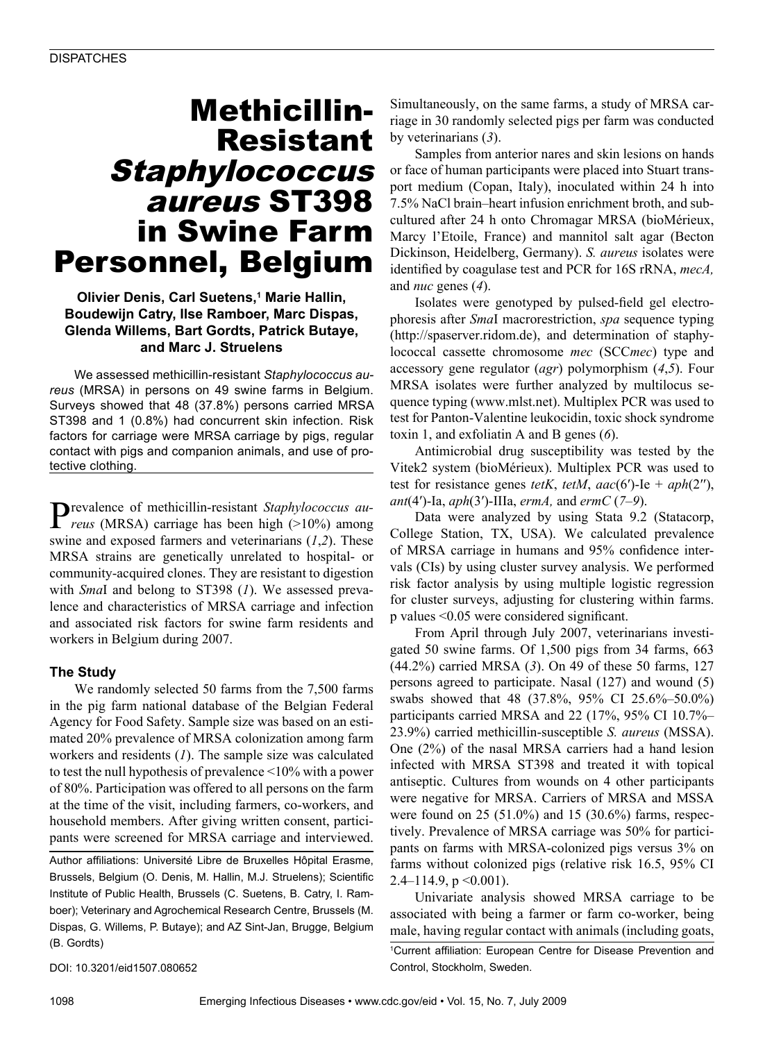# Methicillin-Resistant *Staphylococcus aureus* ST398 in Swine Farm Personnel, Belgium

**Olivier Denis, Carl Suetens,[1] Marie Hallin, Boudewijn Catry, Ilse Ramboer, Marc Dispas, Glenda Willems, Bart Gordts, Patrick Butaye, and Marc J. Struelens**

We assessed methicillin-resistant *Staphylococcus aureus* (MRSA) in persons on 49 swine farms in Belgium. Surveys showed that 48 (37.8%) persons carried MRSA ST398 and 1 (0.8%) had concurrent skin infection. Risk factors for carriage were MRSA carriage by pigs, regular contact with pigs and companion animals, and use of protective clothing.

Prevalence of methicillin-resistant *Staphylococcus aureus* (MRSA) carriage has been high (>10%) among swine and exposed farmers and veterinarians (*1*,*2*). These MRSA strains are genetically unrelated to hospital- or community-acquired clones. They are resistant to digestion with *Sma*I and belong to ST398 (*1*). We assessed prevalence and characteristics of MRSA carriage and infection and associated risk factors for swine farm residents and workers in Belgium during 2007.

## The Study

We randomly selected 50 farms from the 7,500 farms in the pig farm national database of the Belgian Federal Agency for Food Safety. Sample size was based on an estimated 20% prevalence of MRSA colonization among farm workers and residents (*1*). The sample size was calculated to test the null hypothesis of prevalence <10% with a power of 80%. Participation was offered to all persons on the farm at the time of the visit, including farmers, co-workers, and household members. After giving written consent, participants were screened for MRSA carriage and interviewed. Simultaneously, on the same farms, a study of MRSA carriage in 30 randomly selected pigs per farm was conducted by veterinarians (*3*).

Samples from anterior nares and skin lesions on hands or face of human participants were placed into Stuart transport medium (Copan, Italy), inoculated within 24 h into 7.5% NaCl brain–heart infusion enrichment broth, and subcultured after 24 h onto Chromagar MRSA (bioMérieux, Marcy l'Etoile, France) and mannitol salt agar (Becton Dickinson, Heidelberg, Germany). *S. aureus* isolates were identified by coagulase test and PCR for 16S rRNA, *mecA,* and *nuc* genes (*4*).

Isolates were genotyped by pulsed-field gel electrophoresis after *Sma*I macrorestriction, *spa* sequence typing (http://spaserver.ridom.de), and determination of staphylococcal cassette chromosome *mec* (SCC*mec*) type and accessory gene regulator (*agr*) polymorphism (*4*,*5*). Four MRSA isolates were further analyzed by multilocus sequence typing (www.mlst.net). Multiplex PCR was used to test for Panton-Valentine leukocidin, toxic shock syndrome toxin 1, and exfoliatin A and B genes (*6*).

Antimicrobial drug susceptibility was tested by the Vitek2 system (bioMérieux). Multiplex PCR was used to test for resistance genes *tetK*, *tetM*, *aac*(6′)-Ie + *aph*(2′′), *ant*(4′)-Ia, *aph*(3′)-IIIa, *ermA,* and *ermC* (*7*–*9*).

Data were analyzed by using Stata 9.2 (Statacorp, College Station, TX, USA). We calculated prevalence of MRSA carriage in humans and 95% confidence intervals (CIs) by using cluster survey analysis. We performed risk factor analysis by using multiple logistic regression for cluster surveys, adjusting for clustering within farms. p values <0.05 were considered significant.

From April through July 2007, veterinarians investigated 50 swine farms. Of 1,500 pigs from 34 farms, 663 (44.2%) carried MRSA (*3*). On 49 of these 50 farms, 127 persons agreed to participate. Nasal (127) and wound (5) swabs showed that 48 (37.8%, 95% CI 25.6%–50.0%) participants carried MRSA and 22 (17%, 95% CI 10.7%–23.9%) carried methicillin-susceptible *S. aureus* (MSSA). One (2%) of the nasal MRSA carriers had a hand lesion infected with MRSA ST398 and treated it with topical antiseptic. Cultures from wounds on 4 other participants were negative for MRSA. Carriers of MRSA and MSSA were found on 25 (51.0%) and 15 (30.6%) farms, respectively. Prevalence of MRSA carriage was 50% for participants on farms with MRSA-colonized pigs versus 3% on farms without colonized pigs (relative risk 16.5, 95% CI 2.4–114.9, p <0.001).

Univariate analysis showed MRSA carriage to be associated with being a farmer or farm co-worker, being male, having regular contact with animals (including goats,

Author affiliations: Université Libre de Bruxelles Hôpital Erasme, Brussels, Belgium (O. Denis, M. Hallin, M.J. Struelens); Scientific Institute of Public Health, Brussels (C. Suetens, B. Catry, I. Ramboer); Veterinary and Agrochemical Research Centre, Brussels (M. Dispas, G. Willems, P. Butaye); and AZ Sint-Jan, Brugge, Belgium (B. Gordts)

DOI: 10.3201/eid1507.080652

[1]Current affiliation: European Centre for Disease Prevention and Control, Stockholm, Sweden.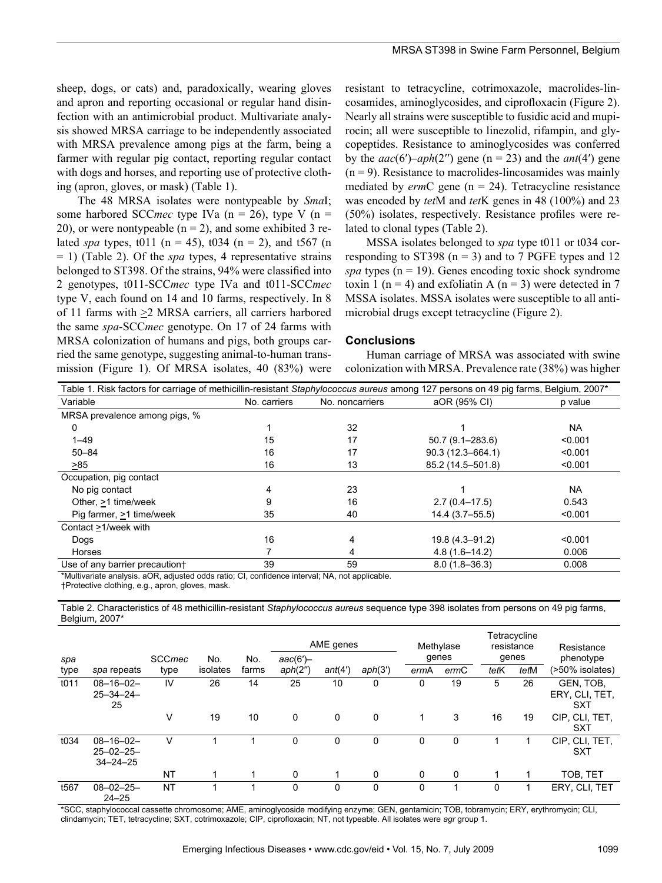sheep, dogs, or cats) and, paradoxically, wearing gloves and apron and reporting occasional or regular hand disinfection with an antimicrobial product. Multivariate analysis showed MRSA carriage to be independently associated with MRSA prevalence among pigs at the farm, being a farmer with regular pig contact, reporting regular contact with dogs and horses, and reporting use of protective clothing (apron, gloves, or mask) (Table 1).

The 48 MRSA isolates were nontypeable by *Sma*I; some harbored SCC*mec* type IVa (n = 26), type V (n = 20), or were nontypeable (n = 2), and some exhibited 3 related *spa* types, t011 (n = 45), t034 (n = 2), and t567 (n = 1) (Table 2). Of the *spa* types, 4 representative strains belonged to ST398. Of the strains, 94% were classified into 2 genotypes, t011-SCC*mec* type IVa and t011-SCC*mec* type V, each found on 14 and 10 farms, respectively. In 8 of 11 farms with ≥2 MRSA carriers, all carriers harbored the same *spa*-SCC*mec* genotype. On 17 of 24 farms with MRSA colonization of humans and pigs, both groups carried the same genotype, suggesting animal-to-human transmission (Figure 1). Of MRSA isolates, 40 (83%) were resistant to tetracycline, cotrimoxazole, macrolides-lincosamides, aminoglycosides, and ciprofloxacin (Figure 2). Nearly all strains were susceptible to fusidic acid and mupirocin; all were susceptible to linezolid, rifampin, and glycopeptides. Resistance to aminoglycosides was conferred by the *aac*(6′)–*aph*(2″) gene (n = 23) and the *ant*(4′) gene (n = 9). Resistance to macrolides-lincosamides was mainly mediated by *erm*C gene (n = 24). Tetracycline resistance was encoded by *tet*M and *tet*K genes in 48 (100%) and 23 (50%) isolates, respectively. Resistance profiles were related to clonal types (Table 2).

MSSA isolates belonged to *spa* type t011 or t034 corresponding to ST398 (n = 3) and to 7 PGFE types and 12 *spa* types (n = 19). Genes encoding toxic shock syndrome toxin 1 (n = 4) and exfoliatin A (n = 3) were detected in 7 MSSA isolates. MSSA isolates were susceptible to all antimicrobial drugs except tetracycline (Figure 2).

## Conclusions

Human carriage of MRSA was associated with swine colonization with MRSA. Prevalence rate (38%) was higher

Table 1. Risk factors for carriage of methicillin-resistant *Staphylococcus aureus* among 127 persons on 49 pig farms, Belgium, 2007*

| Variable | No. carriers | No. noncarriers | aOR (95% CI) | p value |
|---|---|---|---|---|
| MRSA prevalence among pigs, % | | | | |
| 0 | 1 | 32 | 1 | NA |
| 1–49 | 15 | 17 | 50.7 (9.1–283.6) | <0.001 |
| 50–84 | 16 | 17 | 90.3 (12.3–664.1) | <0.001 |
| ≥85 | 16 | 13 | 85.2 (14.5–501.8) | <0.001 |
| Occupation, pig contact | | | | |
| No pig contact | 4 | 23 | 1 | NA |
| Other, ≥1 time/week | 9 | 16 | 2.7 (0.4–17.5) | 0.543 |
| Pig farmer, ≥1 time/week | 35 | 40 | 14.4 (3.7–55.5) | <0.001 |
| Contact ≥1/week with | | | | |
| Dogs | 16 | 4 | 19.8 (4.3–91.2) | <0.001 |
| Horses | 7 | 4 | 4.8 (1.6–14.2) | 0.006 |
| Use of any barrier precaution† | 39 | 59 | 8.0 (1.8–36.3) | 0.008 |

*Multivariate analysis. aOR, adjusted odds ratio; CI, confidence interval; NA, not applicable.
†Protective clothing, e.g., apron, gloves, mask.

Table 2. Characteristics of 48 methicillin-resistant *Staphylococcus aureus* sequence type 398 isolates from persons on 49 pig farms, Belgium, 2007*

| *spa* type | *spa* repeats | SCC*mec* type | No. isolates | No. farms | AME genes | | | Methylase genes | | Tetracycline resistance genes | | Resistance phenotype (>50% isolates) |
|---|---|---|---|---|---|---|---|---|---|---|---|---|
| | | | | | *aac*(6′)–*aph*(2″) | *ant*(4′) | *aph*(3′) | *erm*A | *erm*C | *tet*K | *tet*M | |
| t011 | 08–16–02–25–34–24–25 | IV | 26 | 14 | 25 | 10 | 0 | 0 | 19 | 5 | 26 | GEN, TOB, ERY, CLI, TET, SXT |
| | | V | 19 | 10 | 0 | 0 | 0 | 1 | 3 | 16 | 19 | CIP, CLI, TET, SXT |
| t034 | 08–16–02–25–02–25–34–24–25 | V | 1 | 1 | 0 | 0 | 0 | 0 | 0 | 1 | 1 | CIP, CLI, TET, SXT |
| | | NT | 1 | 1 | 0 | 1 | 0 | 0 | 0 | 1 | 1 | TOB, TET |
| t567 | 08–02–25–24–25 | NT | 1 | 1 | 0 | 0 | 0 | 0 | 1 | 0 | 1 | ERY, CLI, TET |

*SCC, staphylococcal cassette chromosome; AME, aminoglycoside modifying enzyme; GEN, gentamicin; TOB, tobramycin; ERY, erythromycin; CLI, clindamycin; TET, tetracycline; SXT, cotrimoxazole; CIP, ciprofloxacin; NT, not typeable. All isolates were *agr* group 1.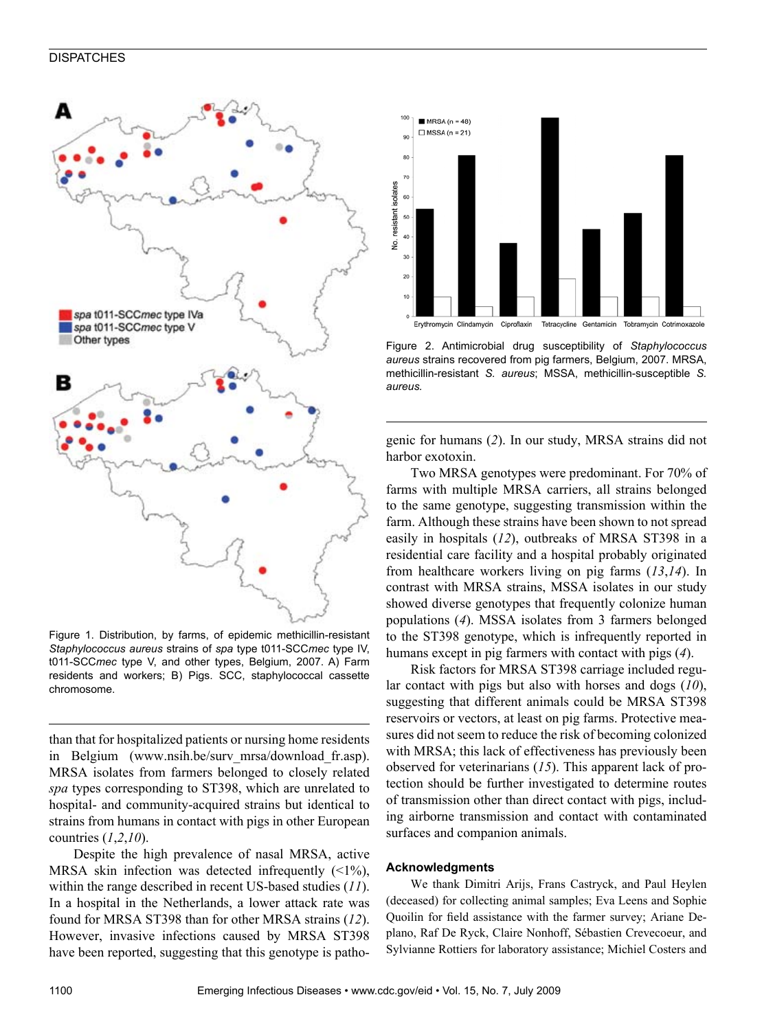Figure 1. Distribution, by farms, of epidemic methicillin-resistant *Staphylococcus aureus* strains of *spa* type t011-SCC*mec* type IV, t011-SCC*mec* type V, and other types, Belgium, 2007. A) Farm residents and workers; B) Pigs. SCC, staphylococcal cassette chromosome.

Figure 2. Antimicrobial drug susceptibility of *Staphylococcus aureus* strains recovered from pig farmers, Belgium, 2007. MRSA, methicillin-resistant *S. aureus*; MSSA, methicillin-susceptible *S. aureus*.

than that for hospitalized patients or nursing home residents in Belgium (www.nsih.be/surv_mrsa/download_fr.asp). MRSA isolates from farmers belonged to closely related *spa* types corresponding to ST398, which are unrelated to hospital- and community-acquired strains but identical to strains from humans in contact with pigs in other European countries (*1*,*2*,*10*).

Despite the high prevalence of nasal MRSA, active MRSA skin infection was detected infrequently (<1%), within the range described in recent US-based studies (*11*). In a hospital in the Netherlands, a lower attack rate was found for MRSA ST398 than for other MRSA strains (*12*). However, invasive infections caused by MRSA ST398 have been reported, suggesting that this genotype is pathogenic for humans (*2*). In our study, MRSA strains did not harbor exotoxin.

Two MRSA genotypes were predominant. For 70% of farms with multiple MRSA carriers, all strains belonged to the same genotype, suggesting transmission within the farm. Although these strains have been shown to not spread easily in hospitals (*12*), outbreaks of MRSA ST398 in a residential care facility and a hospital probably originated from healthcare workers living on pig farms (*13*,*14*). In contrast with MRSA strains, MSSA isolates in our study showed diverse genotypes that frequently colonize human populations (*4*). MSSA isolates from 3 farmers belonged to the ST398 genotype, which is infrequently reported in humans except in pig farmers with contact with pigs (*4*).

Risk factors for MRSA ST398 carriage included regular contact with pigs but also with horses and dogs (*10*), suggesting that different animals could be MRSA ST398 reservoirs or vectors, at least on pig farms. Protective measures did not seem to reduce the risk of becoming colonized with MRSA; this lack of effectiveness has previously been observed for veterinarians (*15*). This apparent lack of protection should be further investigated to determine routes of transmission other than direct contact with pigs, including airborne transmission and contact with contaminated surfaces and companion animals.

### Acknowledgments

We thank Dimitri Arijs, Frans Castryck, and Paul Heylen (deceased) for collecting animal samples; Eva Leens and Sophie Quoilin for field assistance with the farmer survey; Ariane Deplano, Raf De Ryck, Claire Nonhoff, Sébastien Crevecoeur, and Sylvianne Rottiers for laboratory assistance; Michiel Costers and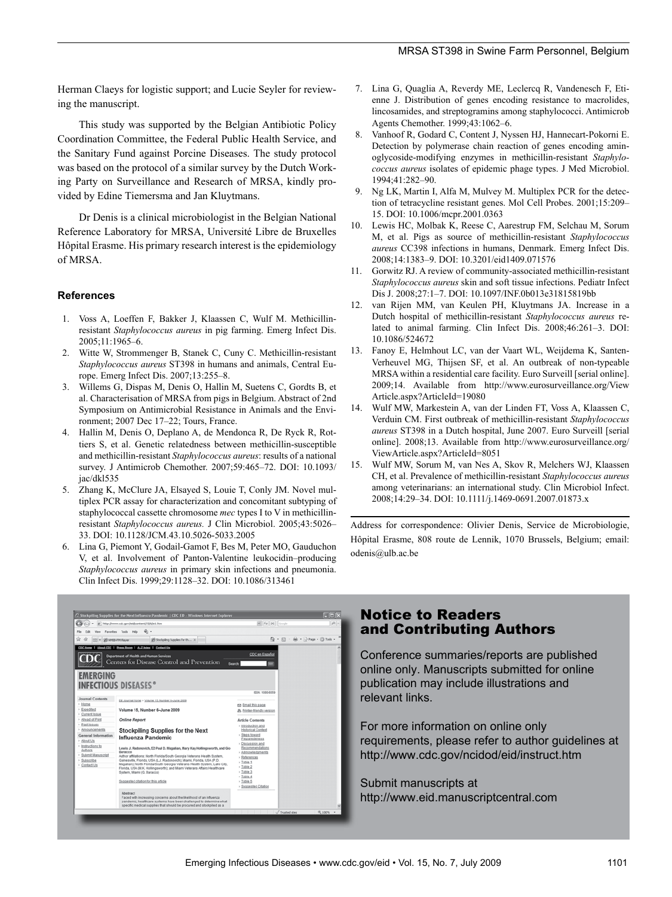Herman Claeys for logistic support; and Lucie Seyler for reviewing the manuscript.

This study was supported by the Belgian Antibiotic Policy Coordination Committee, the Federal Public Health Service, and the Sanitary Fund against Porcine Diseases. The study protocol was based on the protocol of a similar survey by the Dutch Working Party on Surveillance and Research of MRSA, kindly provided by Edine Tiemersma and Jan Kluytmans.

Dr Denis is a clinical microbiologist in the Belgian National Reference Laboratory for MRSA, Université Libre de Bruxelles Hôpital Erasme. His primary research interest is the epidemiology of MRSA.

## References

1. Voss A, Loeffen F, Bakker J, Klaassen C, Wulf M. Methicillin-resistant *Staphylococcus aureus* in pig farming. Emerg Infect Dis. 2005;11:1965–6.
2. Witte W, Strommenger B, Stanek C, Cuny C. Methicillin-resistant *Staphylococcus aureus* ST398 in humans and animals, Central Europe. Emerg Infect Dis. 2007;13:255–8.
3. Willems G, Dispas M, Denis O, Hallin M, Suetens C, Gordts B, et al. Characterisation of MRSA from pigs in Belgium. Abstract of 2nd Symposium on Antimicrobial Resistance in Animals and the Environment; 2007 Dec 17–22; Tours, France.
4. Hallin M, Denis O, Deplano A, de Mendonca R, De Ryck R, Rottiers S, et al. Genetic relatedness between methicillin-susceptible and methicillin-resistant *Staphylococcus aureus*: results of a national survey. J Antimicrob Chemother. 2007;59:465–72. DOI: 10.1093/jac/dkl535
5. Zhang K, McClure JA, Elsayed S, Louie T, Conly JM. Novel multiplex PCR assay for characterization and concomitant subtyping of staphylococcal cassette chromosome *mec* types I to V in methicillin-resistant *Staphylococcus aureus*. J Clin Microbiol. 2005;43:5026–33. DOI: 10.1128/JCM.43.10.5026-5033.2005
6. Lina G, Piemont Y, Godail-Gamot F, Bes M, Peter MO, Gauduchon V, et al. Involvement of Panton-Valentine leukocidin–producing *Staphylococcus aureus* in primary skin infections and pneumonia. Clin Infect Dis. 1999;29:1128–32. DOI: 10.1086/313461
7. Lina G, Quaglia A, Reverdy ME, Leclercq R, Vandenesch F, Etienne J. Distribution of genes encoding resistance to macrolides, lincosamides, and streptogramins among staphylococci. Antimicrob Agents Chemother. 1999;43:1062–6.
8. Vanhoof R, Godard C, Content J, Nyssen HJ, Hannecart-Pokorni E. Detection by polymerase chain reaction of genes encoding aminoglycoside-modifying enzymes in methicillin-resistant *Staphylococcus aureus* isolates of epidemic phage types. J Med Microbiol. 1994;41:282–90.
9. Ng LK, Martin I, Alfa M, Mulvey M. Multiplex PCR for the detection of tetracycline resistant genes. Mol Cell Probes. 2001;15:209–15. DOI: 10.1006/mcpr.2001.0363
10. Lewis HC, Molbak K, Reese C, Aarestrup FM, Selchau M, Sorum M, et al. Pigs as source of methicillin-resistant *Staphylococcus aureus* CC398 infections in humans, Denmark. Emerg Infect Dis. 2008;14:1383–9. DOI: 10.3201/eid1409.071576
11. Gorwitz RJ. A review of community-associated methicillin-resistant *Staphylococcus aureus* skin and soft tissue infections. Pediatr Infect Dis J. 2008;27:1–7. DOI: 10.1097/INF.0b013e31815819bb
12. van Rijen MM, van Keulen PH, Kluytmans JA. Increase in a Dutch hospital of methicillin-resistant *Staphylococcus aureus* related to animal farming. Clin Infect Dis. 2008;46:261–3. DOI: 10.1086/524672
13. Fanoy E, Helmhout LC, van der Vaart WL, Weijdema K, Santen-Verheuvel MG, Thijsen SF, et al. An outbreak of non-typeable MRSA within a residential care facility. Euro Surveill [serial online]. 2009;14. Available from http://www.eurosurveillance.org/ViewArticle.aspx?ArticleId=19080
14. Wulf MW, Markestein A, van der Linden FT, Voss A, Klaassen C, Verduin CM. First outbreak of methicillin-resistant *Staphylococcus aureus* ST398 in a Dutch hospital, June 2007. Euro Surveill [serial online]. 2008;13. Available from http://www.eurosurveillance.org/ViewArticle.aspx?ArticleId=8051
15. Wulf MW, Sorum M, van Nes A, Skov R, Melchers WJ, Klaassen CH, et al. Prevalence of methicillin-resistant *Staphylococcus aureus* among veterinarians: an international study. Clin Microbiol Infect. 2008;14:29–34. DOI: 10.1111/j.1469-0691.2007.01873.x

Address for correspondence: Olivier Denis, Service de Microbiologie, Hôpital Erasme, 808 route de Lennik, 1070 Brussels, Belgium; email: odenis@ulb.ac.be

## Notice to Readers and Contributing Authors

Conference summaries/reports are published online only. Manuscripts submitted for online publication may include illustrations and relevant links.

For more information on online only requirements, please refer to author guidelines at http://www.cdc.gov/ncidod/eid/instruct.htm

Submit manuscripts at http://www.eid.manuscriptcentral.com